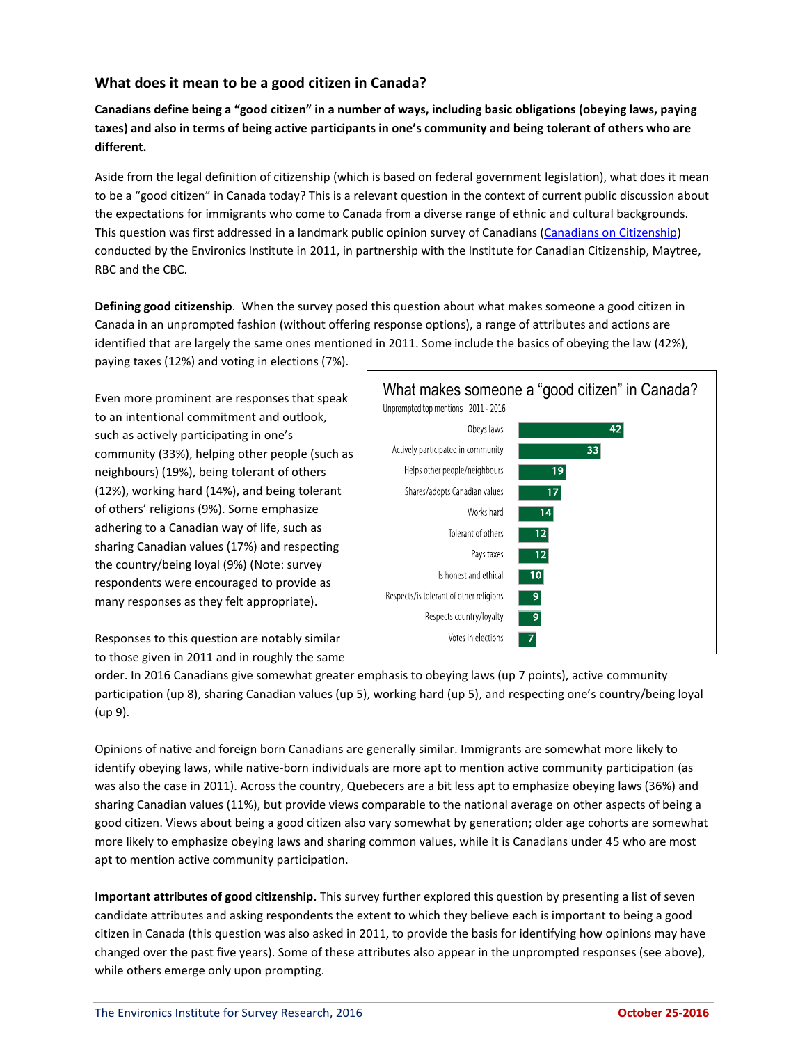## What does it mean to be a good citizen in Canada?

**Canadians define being a "good citizen" in a number of ways, including basic obligations (obeying laws, paying taxes) and also in terms of being active participants in one's community and being tolerant of others who are different.**

Aside from the legal definition of citizenship (which is based on federal government legislation), what does it mean to be a "good citizen" in Canada today? This is a relevant question in the context of current public discussion about the expectations for immigrants who come to Canada from a diverse range of ethnic and cultural backgrounds. This question was first addressed in a landmark public opinion survey of Canadians (Canadians on Citizenship) conducted by the Environics Institute in 2011, in partnership with the Institute for Canadian Citizenship, Maytree, RBC and the CBC.

**Defining good citizenship**. When the survey posed this question about what makes someone a good citizen in Canada in an unprompted fashion (without offering response options), a range of attributes and actions are identified that are largely the same ones mentioned in 2011. Some include the basics of obeying the law (42%), paying taxes (12%) and voting in elections (7%).

Even more prominent are responses that speak to an intentional commitment and outlook, such as actively participating in one's community (33%), helping other people (such as neighbours) (19%), being tolerant of others (12%), working hard (14%), and being tolerant of others' religions (9%). Some emphasize adhering to a Canadian way of life, such as sharing Canadian values (17%) and respecting the country/being loyal (9%) (Note: survey respondents were encouraged to provide as many responses as they felt appropriate).

**What makes someone a "good citizen" in Canada?**
Unprompted top mentions 2011 - 2016

| Attribute | % |
|---|---|
| Obeys laws | 42 |
| Actively participated in community | 33 |
| Helps other people/neighbours | 19 |
| Shares/adopts Canadian values | 17 |
| Works hard | 14 |
| Tolerant of others | 12 |
| Pays taxes | 12 |
| Is honest and ethical | 10 |
| Respects/is tolerant of other religions | 9 |
| Respects country/loyalty | 9 |
| Votes in elections | 7 |

Responses to this question are notably similar to those given in 2011 and in roughly the same order. In 2016 Canadians give somewhat greater emphasis to obeying laws (up 7 points), active community participation (up 8), sharing Canadian values (up 5), working hard (up 5), and respecting one's country/being loyal (up 9).

Opinions of native and foreign born Canadians are generally similar. Immigrants are somewhat more likely to identify obeying laws, while native-born individuals are more apt to mention active community participation (as was also the case in 2011). Across the country, Quebecers are a bit less apt to emphasize obeying laws (36%) and sharing Canadian values (11%), but provide views comparable to the national average on other aspects of being a good citizen. Views about being a good citizen also vary somewhat by generation; older age cohorts are somewhat more likely to emphasize obeying laws and sharing common values, while it is Canadians under 45 who are most apt to mention active community participation.

**Important attributes of good citizenship.** This survey further explored this question by presenting a list of seven candidate attributes and asking respondents the extent to which they believe each is important to being a good citizen in Canada (this question was also asked in 2011, to provide the basis for identifying how opinions may have changed over the past five years). Some of these attributes also appear in the unprompted responses (see above), while others emerge only upon prompting.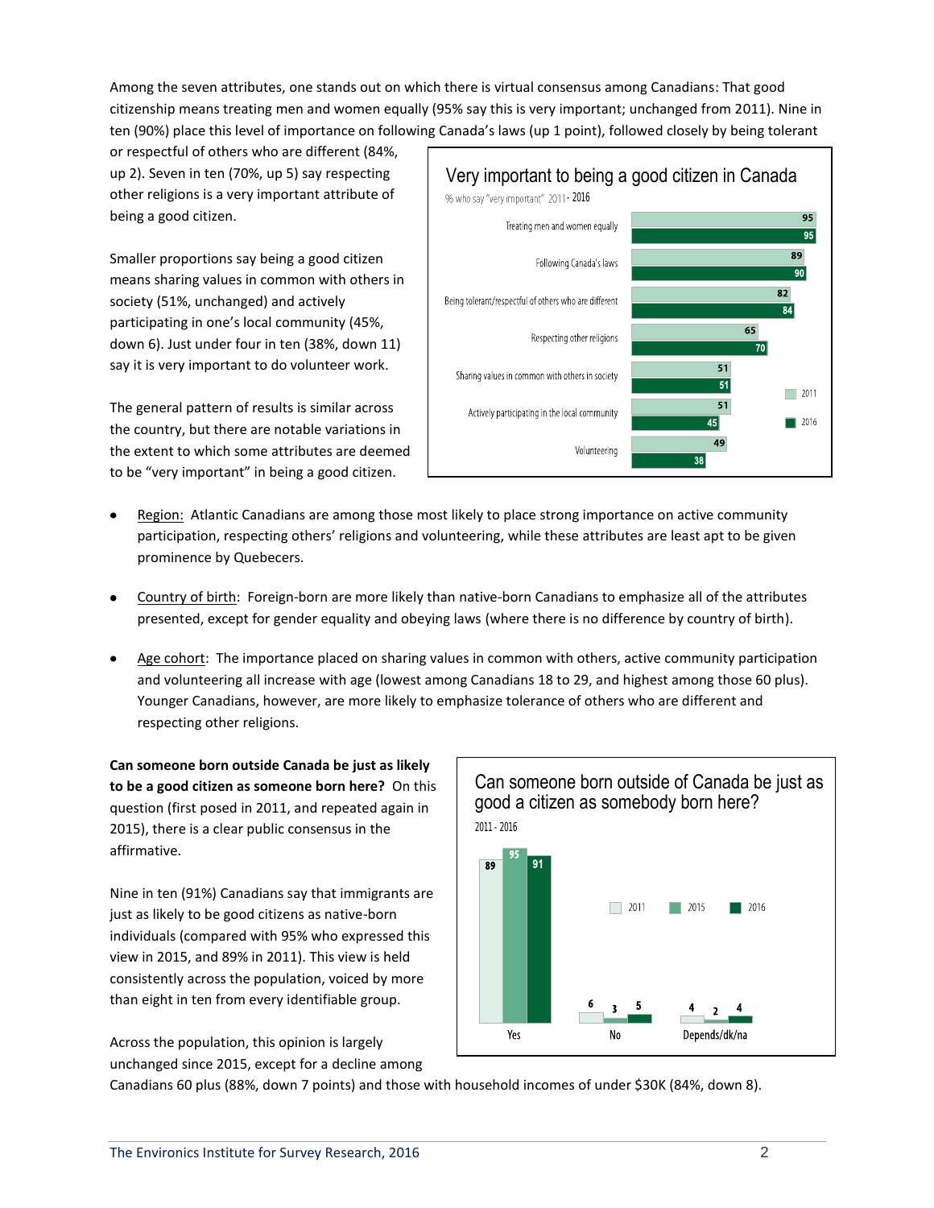Among the seven attributes, one stands out on which there is virtual consensus among Canadians: That good citizenship means treating men and women equally (95% say this is very important; unchanged from 2011). Nine in ten (90%) place this level of importance on following Canada's laws (up 1 point), followed closely by being tolerant or respectful of others who are different (84%, up 2). Seven in ten (70%, up 5) say respecting other religions is a very important attribute of being a good citizen.

Smaller proportions say being a good citizen means sharing values in common with others in society (51%, unchanged) and actively participating in one's local community (45%, down 6). Just under four in ten (38%, down 11) say it is very important to do volunteer work.

The general pattern of results is similar across the country, but there are notable variations in the extent to which some attributes are deemed to be "very important" in being a good citizen.

Very important to being a good citizen in Canada

% who say "very important" 2011 - 2016

Treating men and women equally 95 95

Following Canada's laws 89 90

Being tolerant/respectful of others who are different 82 84

Respecting other religions 65 70

Sharing values in common with others in society 51 51

Actively participating in the local community 51 45

Volunteering 49 38

2011

2016

- Region: Atlantic Canadians are among those most likely to place strong importance on active community participation, respecting others' religions and volunteering, while these attributes are least apt to be given prominence by Quebecers.
- Country of birth: Foreign-born are more likely than native-born Canadians to emphasize all of the attributes presented, except for gender equality and obeying laws (where there is no difference by country of birth).
- Age cohort: The importance placed on sharing values in common with others, active community participation and volunteering all increase with age (lowest among Canadians 18 to 29, and highest among those 60 plus). Younger Canadians, however, are more likely to emphasize tolerance of others who are different and respecting other religions.

**Can someone born outside Canada be just as likely to be a good citizen as someone born here?** On this question (first posed in 2011, and repeated again in 2015), there is a clear public consensus in the affirmative.

Nine in ten (91%) Canadians say that immigrants are just as likely to be good citizens as native-born individuals (compared with 95% who expressed this view in 2015, and 89% in 2011). This view is held consistently across the population, voiced by more than eight in ten from every identifiable group.

Can someone born outside of Canada be just as good a citizen as somebody born here?

2011 - 2016

Yes 89 95 91

No 6 3 5

Depends/dk/na 4 2 4

2011 2015 2016

Across the population, this opinion is largely unchanged since 2015, except for a decline among Canadians 60 plus (88%, down 7 points) and those with household incomes of under $30K (84%, down 8).